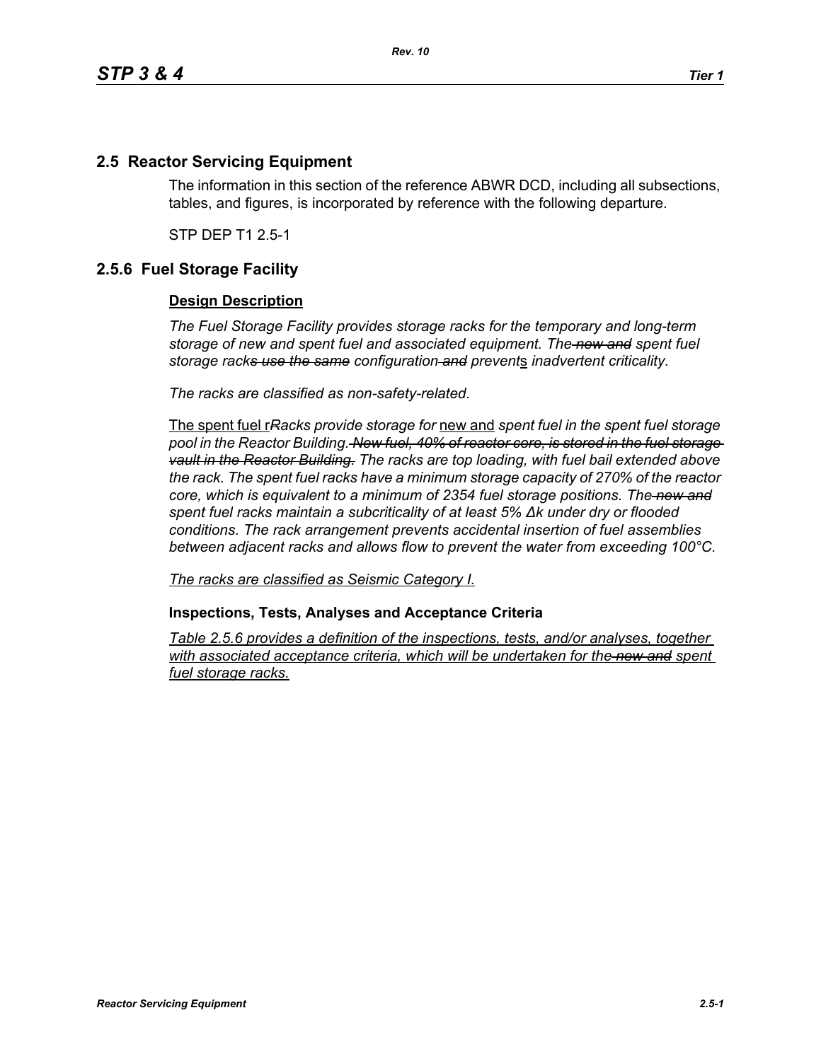## 2.5 Reactor Servicing Equipment

The information in this section of the reference ABWR DCD, including all subsections, tables, and figures, is incorporated by reference with the following departure.

STP DEP T1 2.5-1

## 2.5.6 Fuel Storage Facility

### Design Description

*The Fuel Storage Facility provides storage racks for the temporary and long-term storage of new and spent fuel and associated equipment. The ~~new and~~ spent fuel storage rack~~s use the same~~ configuration ~~and~~ prevent*<u>s</u> *inadvertent criticality.*

*The racks are classified as non-safety-related.*

<u>The spent fuel r</u>~~*R*~~*acks provide storage for* <u>new and</u> *spent fuel in the spent fuel storage pool in the Reactor Building.* ~~*New fuel, 40% of reactor core, is stored in the fuel storage vault in the Reactor Building.*~~ *The racks are top loading, with fuel bail extended above the rack. The spent fuel racks have a minimum storage capacity of 270% of the reactor core, which is equivalent to a minimum of 2354 fuel storage positions. The ~~new and~~ spent fuel racks maintain a subcriticality of at least 5% Δk under dry or flooded conditions. The rack arrangement prevents accidental insertion of fuel assemblies between adjacent racks and allows flow to prevent the water from exceeding 100°C.*

<u>*The racks are classified as Seismic Category I.*</u>

### Inspections, Tests, Analyses and Acceptance Criteria

<u>*Table 2.5.6 provides a definition of the inspections, tests, and/or analyses, together with associated acceptance criteria, which will be undertaken for the ~~new and~~ spent fuel storage racks.*</u>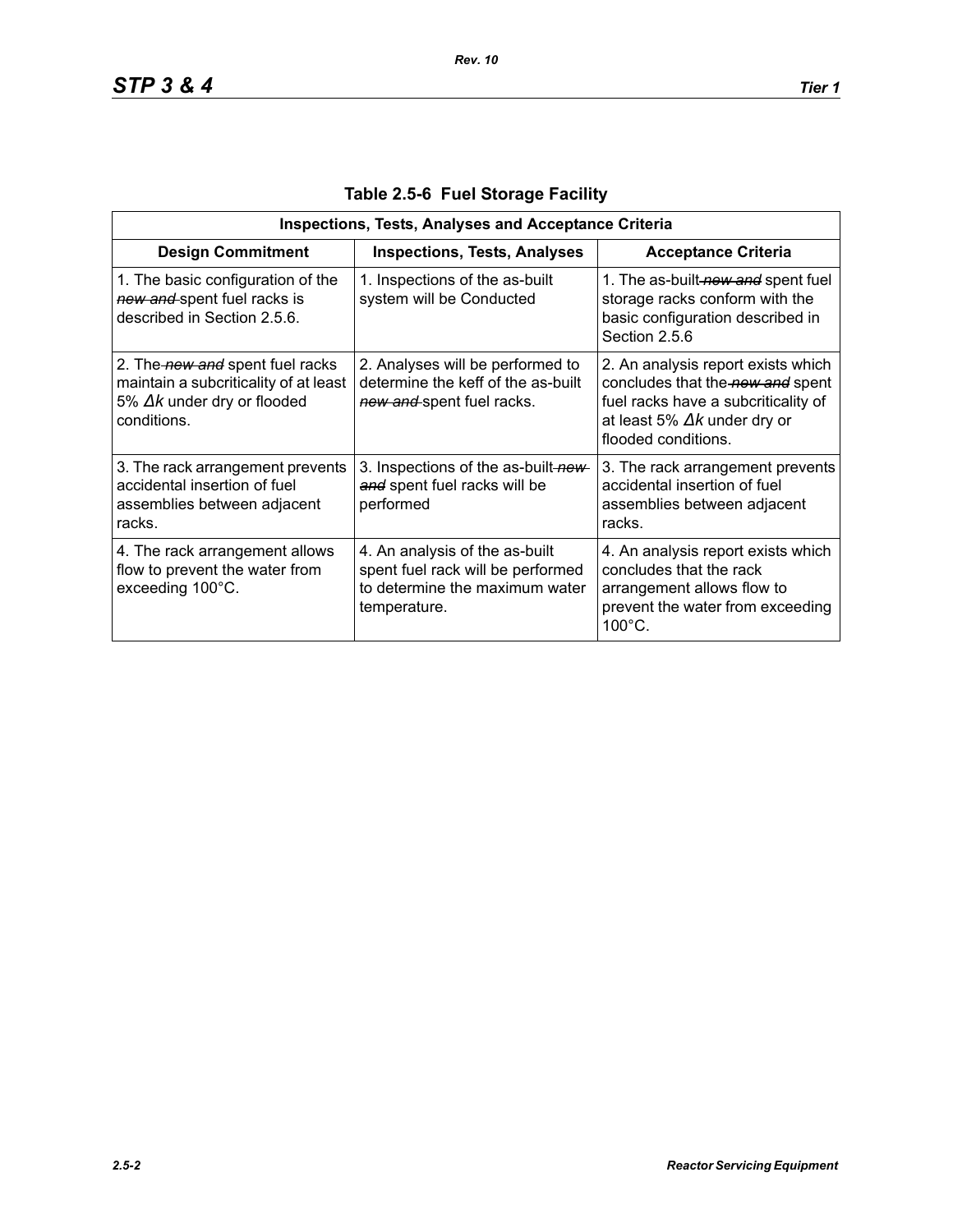**Table 2.5-6 Fuel Storage Facility**

| Inspections, Tests, Analyses and Acceptance Criteria | | |
|---|---|---|
| **Design Commitment** | **Inspections, Tests, Analyses** | **Acceptance Criteria** |
| 1. The basic configuration of the ~~new and~~ spent fuel racks is described in Section 2.5.6. | 1. Inspections of the as-built system will be Conducted | 1. The as-built ~~new and~~ spent fuel storage racks conform with the basic configuration described in Section 2.5.6 |
| 2. The ~~new and~~ spent fuel racks maintain a subcriticality of at least 5% $\Delta k$ under dry or flooded conditions. | 2. Analyses will be performed to determine the keff of the as-built ~~new and~~ spent fuel racks. | 2. An analysis report exists which concludes that the ~~new and~~ spent fuel racks have a subcriticality of at least 5% $\Delta k$ under dry or flooded conditions. |
| 3. The rack arrangement prevents accidental insertion of fuel assemblies between adjacent racks. | 3. Inspections of the as-built ~~new and~~ spent fuel racks will be performed | 3. The rack arrangement prevents accidental insertion of fuel assemblies between adjacent racks. |
| 4. The rack arrangement allows flow to prevent the water from exceeding 100°C. | 4. An analysis of the as-built spent fuel rack will be performed to determine the maximum water temperature. | 4. An analysis report exists which concludes that the rack arrangement allows flow to prevent the water from exceeding 100°C. |